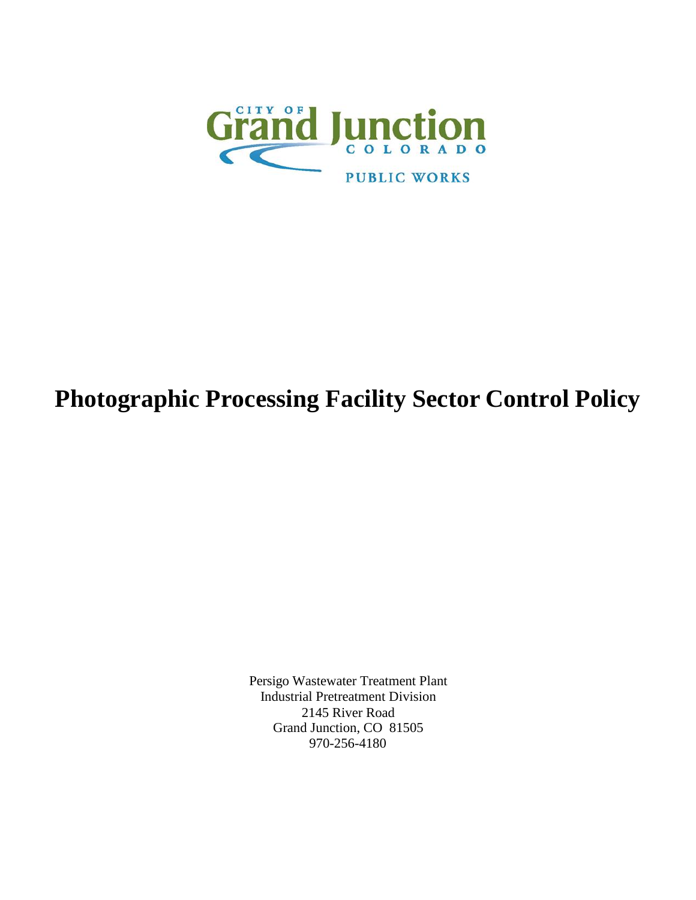CITY OF Grand Junction COLORADO

PUBLIC WORKS

# Photographic Processing Facility Sector Control Policy

Persigo Wastewater Treatment Plant
Industrial Pretreatment Division
2145 River Road
Grand Junction, CO 81505
970-256-4180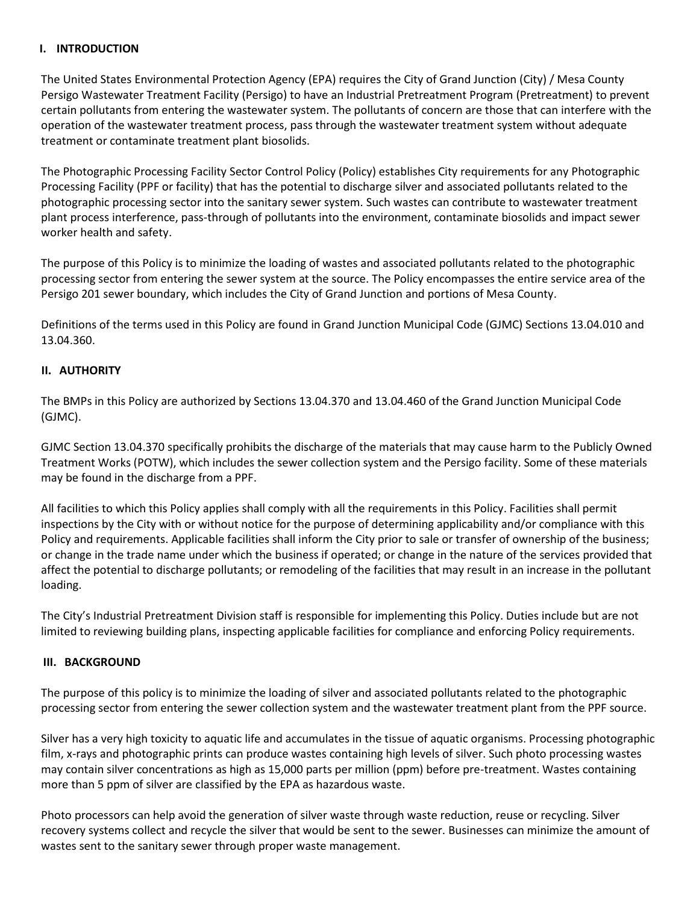## I. INTRODUCTION

The United States Environmental Protection Agency (EPA) requires the City of Grand Junction (City) / Mesa County Persigo Wastewater Treatment Facility (Persigo) to have an Industrial Pretreatment Program (Pretreatment) to prevent certain pollutants from entering the wastewater system. The pollutants of concern are those that can interfere with the operation of the wastewater treatment process, pass through the wastewater treatment system without adequate treatment or contaminate treatment plant biosolids.

The Photographic Processing Facility Sector Control Policy (Policy) establishes City requirements for any Photographic Processing Facility (PPF or facility) that has the potential to discharge silver and associated pollutants related to the photographic processing sector into the sanitary sewer system. Such wastes can contribute to wastewater treatment plant process interference, pass-through of pollutants into the environment, contaminate biosolids and impact sewer worker health and safety.

The purpose of this Policy is to minimize the loading of wastes and associated pollutants related to the photographic processing sector from entering the sewer system at the source. The Policy encompasses the entire service area of the Persigo 201 sewer boundary, which includes the City of Grand Junction and portions of Mesa County.

Definitions of the terms used in this Policy are found in Grand Junction Municipal Code (GJMC) Sections 13.04.010 and 13.04.360.

## II. AUTHORITY

The BMPs in this Policy are authorized by Sections 13.04.370 and 13.04.460 of the Grand Junction Municipal Code (GJMC).

GJMC Section 13.04.370 specifically prohibits the discharge of the materials that may cause harm to the Publicly Owned Treatment Works (POTW), which includes the sewer collection system and the Persigo facility. Some of these materials may be found in the discharge from a PPF.

All facilities to which this Policy applies shall comply with all the requirements in this Policy. Facilities shall permit inspections by the City with or without notice for the purpose of determining applicability and/or compliance with this Policy and requirements. Applicable facilities shall inform the City prior to sale or transfer of ownership of the business; or change in the trade name under which the business if operated; or change in the nature of the services provided that affect the potential to discharge pollutants; or remodeling of the facilities that may result in an increase in the pollutant loading.

The City's Industrial Pretreatment Division staff is responsible for implementing this Policy. Duties include but are not limited to reviewing building plans, inspecting applicable facilities for compliance and enforcing Policy requirements.

## III. BACKGROUND

The purpose of this policy is to minimize the loading of silver and associated pollutants related to the photographic processing sector from entering the sewer collection system and the wastewater treatment plant from the PPF source.

Silver has a very high toxicity to aquatic life and accumulates in the tissue of aquatic organisms. Processing photographic film, x-rays and photographic prints can produce wastes containing high levels of silver. Such photo processing wastes may contain silver concentrations as high as 15,000 parts per million (ppm) before pre-treatment. Wastes containing more than 5 ppm of silver are classified by the EPA as hazardous waste.

Photo processors can help avoid the generation of silver waste through waste reduction, reuse or recycling. Silver recovery systems collect and recycle the silver that would be sent to the sewer. Businesses can minimize the amount of wastes sent to the sanitary sewer through proper waste management.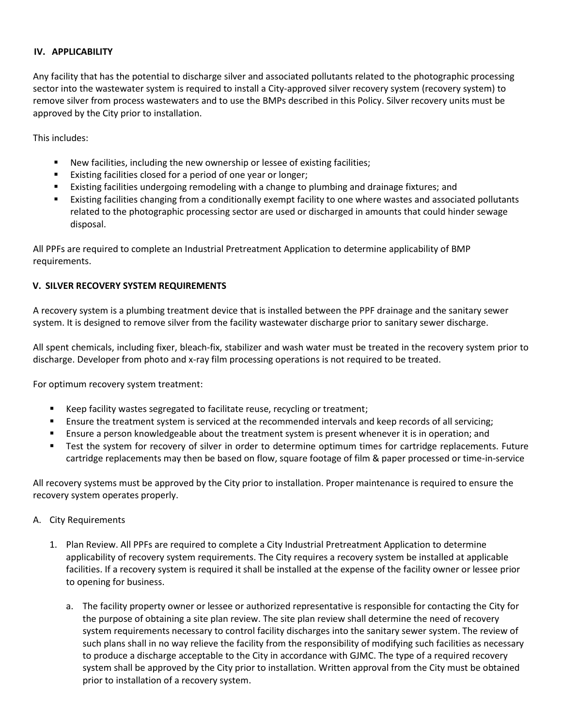## IV. APPLICABILITY

Any facility that has the potential to discharge silver and associated pollutants related to the photographic processing sector into the wastewater system is required to install a City-approved silver recovery system (recovery system) to remove silver from process wastewaters and to use the BMPs described in this Policy. Silver recovery units must be approved by the City prior to installation.

This includes:

- New facilities, including the new ownership or lessee of existing facilities;
- Existing facilities closed for a period of one year or longer;
- Existing facilities undergoing remodeling with a change to plumbing and drainage fixtures; and
- Existing facilities changing from a conditionally exempt facility to one where wastes and associated pollutants related to the photographic processing sector are used or discharged in amounts that could hinder sewage disposal.

All PPFs are required to complete an Industrial Pretreatment Application to determine applicability of BMP requirements.

## V. SILVER RECOVERY SYSTEM REQUIREMENTS

A recovery system is a plumbing treatment device that is installed between the PPF drainage and the sanitary sewer system. It is designed to remove silver from the facility wastewater discharge prior to sanitary sewer discharge.

All spent chemicals, including fixer, bleach-fix, stabilizer and wash water must be treated in the recovery system prior to discharge. Developer from photo and x-ray film processing operations is not required to be treated.

For optimum recovery system treatment:

- Keep facility wastes segregated to facilitate reuse, recycling or treatment;
- Ensure the treatment system is serviced at the recommended intervals and keep records of all servicing;
- Ensure a person knowledgeable about the treatment system is present whenever it is in operation; and
- Test the system for recovery of silver in order to determine optimum times for cartridge replacements. Future cartridge replacements may then be based on flow, square footage of film & paper processed or time-in-service

All recovery systems must be approved by the City prior to installation. Proper maintenance is required to ensure the recovery system operates properly.

A. City Requirements

1. Plan Review. All PPFs are required to complete a City Industrial Pretreatment Application to determine applicability of recovery system requirements. The City requires a recovery system be installed at applicable facilities. If a recovery system is required it shall be installed at the expense of the facility owner or lessee prior to opening for business.

   a. The facility property owner or lessee or authorized representative is responsible for contacting the City for the purpose of obtaining a site plan review. The site plan review shall determine the need of recovery system requirements necessary to control facility discharges into the sanitary sewer system. The review of such plans shall in no way relieve the facility from the responsibility of modifying such facilities as necessary to produce a discharge acceptable to the City in accordance with GJMC. The type of a required recovery system shall be approved by the City prior to installation. Written approval from the City must be obtained prior to installation of a recovery system.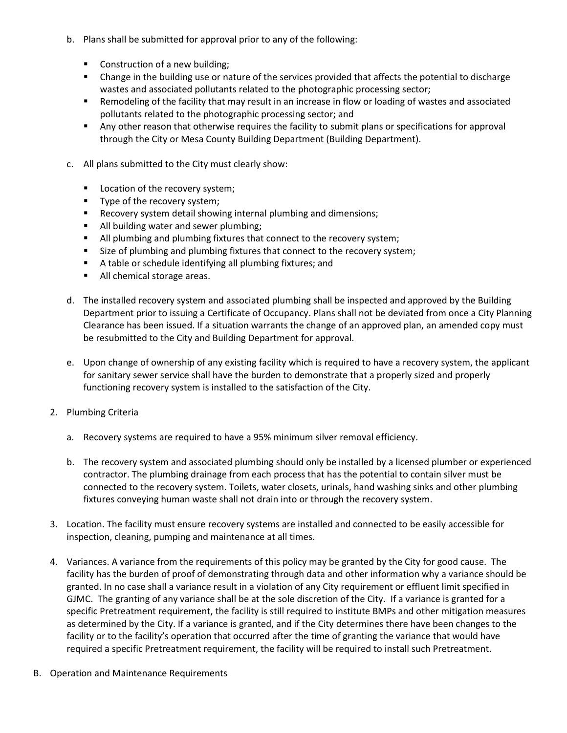b. Plans shall be submitted for approval prior to any of the following:

   - Construction of a new building;
   - Change in the building use or nature of the services provided that affects the potential to discharge wastes and associated pollutants related to the photographic processing sector;
   - Remodeling of the facility that may result in an increase in flow or loading of wastes and associated pollutants related to the photographic processing sector; and
   - Any other reason that otherwise requires the facility to submit plans or specifications for approval through the City or Mesa County Building Department (Building Department).

c. All plans submitted to the City must clearly show:

   - Location of the recovery system;
   - Type of the recovery system;
   - Recovery system detail showing internal plumbing and dimensions;
   - All building water and sewer plumbing;
   - All plumbing and plumbing fixtures that connect to the recovery system;
   - Size of plumbing and plumbing fixtures that connect to the recovery system;
   - A table or schedule identifying all plumbing fixtures; and
   - All chemical storage areas.

d. The installed recovery system and associated plumbing shall be inspected and approved by the Building Department prior to issuing a Certificate of Occupancy. Plans shall not be deviated from once a City Planning Clearance has been issued. If a situation warrants the change of an approved plan, an amended copy must be resubmitted to the City and Building Department for approval.

e. Upon change of ownership of any existing facility which is required to have a recovery system, the applicant for sanitary sewer service shall have the burden to demonstrate that a properly sized and properly functioning recovery system is installed to the satisfaction of the City.

2. Plumbing Criteria

   a. Recovery systems are required to have a 95% minimum silver removal efficiency.

   b. The recovery system and associated plumbing should only be installed by a licensed plumber or experienced contractor. The plumbing drainage from each process that has the potential to contain silver must be connected to the recovery system. Toilets, water closets, urinals, hand washing sinks and other plumbing fixtures conveying human waste shall not drain into or through the recovery system.

3. Location. The facility must ensure recovery systems are installed and connected to be easily accessible for inspection, cleaning, pumping and maintenance at all times.

4. Variances. A variance from the requirements of this policy may be granted by the City for good cause. The facility has the burden of proof of demonstrating through data and other information why a variance should be granted. In no case shall a variance result in a violation of any City requirement or effluent limit specified in GJMC. The granting of any variance shall be at the sole discretion of the City. If a variance is granted for a specific Pretreatment requirement, the facility is still required to institute BMPs and other mitigation measures as determined by the City. If a variance is granted, and if the City determines there have been changes to the facility or to the facility's operation that occurred after the time of granting the variance that would have required a specific Pretreatment requirement, the facility will be required to install such Pretreatment.

B. Operation and Maintenance Requirements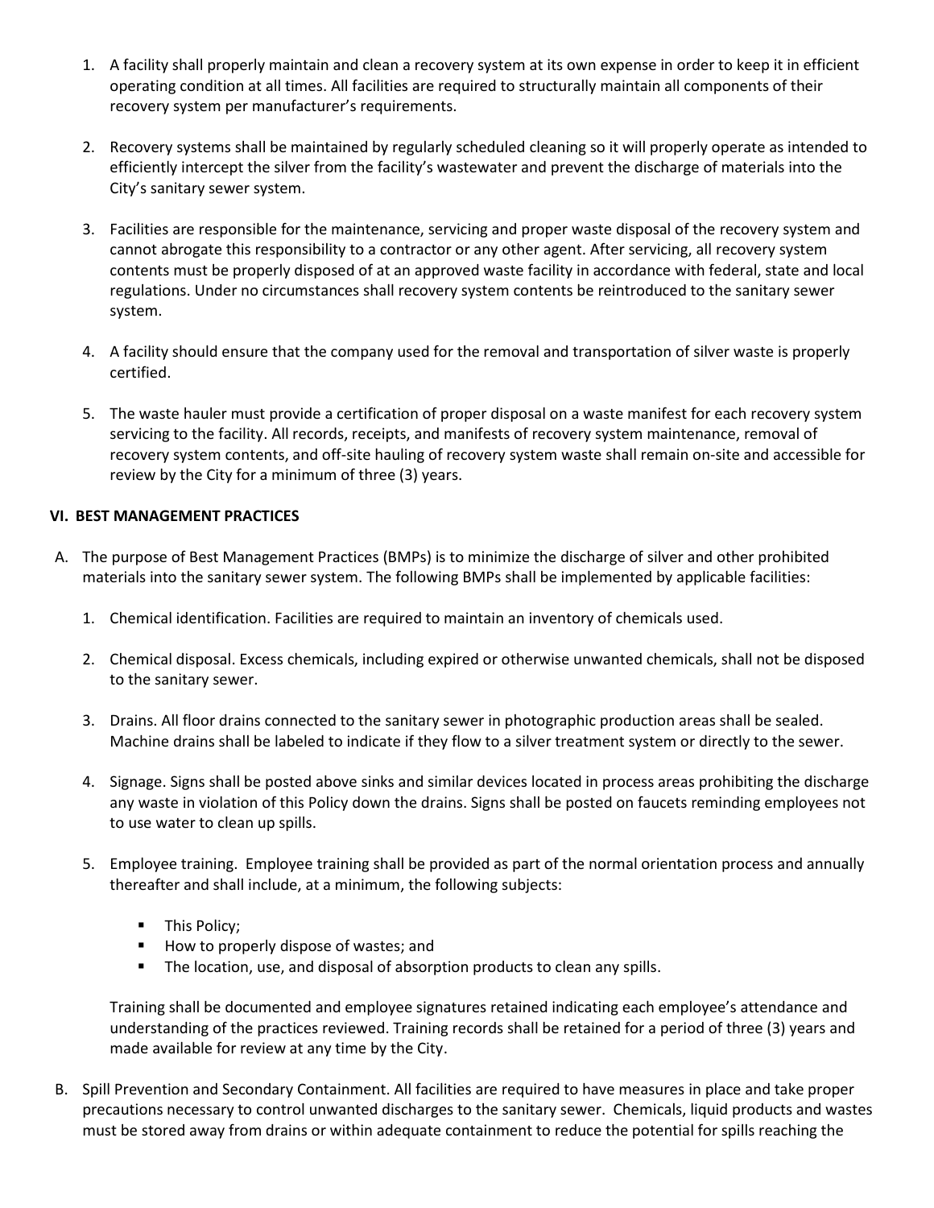1. A facility shall properly maintain and clean a recovery system at its own expense in order to keep it in efficient operating condition at all times. All facilities are required to structurally maintain all components of their recovery system per manufacturer's requirements.

2. Recovery systems shall be maintained by regularly scheduled cleaning so it will properly operate as intended to efficiently intercept the silver from the facility's wastewater and prevent the discharge of materials into the City's sanitary sewer system.

3. Facilities are responsible for the maintenance, servicing and proper waste disposal of the recovery system and cannot abrogate this responsibility to a contractor or any other agent. After servicing, all recovery system contents must be properly disposed of at an approved waste facility in accordance with federal, state and local regulations. Under no circumstances shall recovery system contents be reintroduced to the sanitary sewer system.

4. A facility should ensure that the company used for the removal and transportation of silver waste is properly certified.

5. The waste hauler must provide a certification of proper disposal on a waste manifest for each recovery system servicing to the facility. All records, receipts, and manifests of recovery system maintenance, removal of recovery system contents, and off-site hauling of recovery system waste shall remain on-site and accessible for review by the City for a minimum of three (3) years.

**VI. BEST MANAGEMENT PRACTICES**

A. The purpose of Best Management Practices (BMPs) is to minimize the discharge of silver and other prohibited materials into the sanitary sewer system. The following BMPs shall be implemented by applicable facilities:

   1. Chemical identification. Facilities are required to maintain an inventory of chemicals used.

   2. Chemical disposal. Excess chemicals, including expired or otherwise unwanted chemicals, shall not be disposed to the sanitary sewer.

   3. Drains. All floor drains connected to the sanitary sewer in photographic production areas shall be sealed. Machine drains shall be labeled to indicate if they flow to a silver treatment system or directly to the sewer.

   4. Signage. Signs shall be posted above sinks and similar devices located in process areas prohibiting the discharge any waste in violation of this Policy down the drains. Signs shall be posted on faucets reminding employees not to use water to clean up spills.

   5. Employee training. Employee training shall be provided as part of the normal orientation process and annually thereafter and shall include, at a minimum, the following subjects:

      - This Policy;
      - How to properly dispose of wastes; and
      - The location, use, and disposal of absorption products to clean any spills.

      Training shall be documented and employee signatures retained indicating each employee's attendance and understanding of the practices reviewed. Training records shall be retained for a period of three (3) years and made available for review at any time by the City.

B. Spill Prevention and Secondary Containment. All facilities are required to have measures in place and take proper precautions necessary to control unwanted discharges to the sanitary sewer. Chemicals, liquid products and wastes must be stored away from drains or within adequate containment to reduce the potential for spills reaching the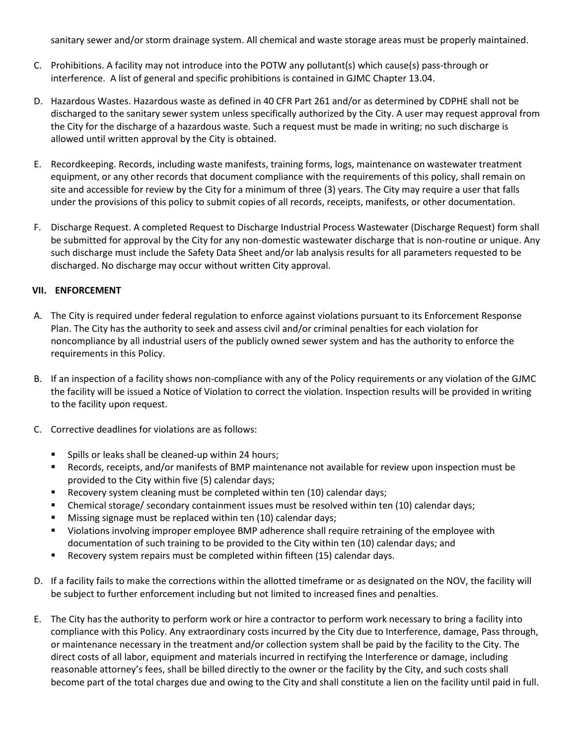sanitary sewer and/or storm drainage system. All chemical and waste storage areas must be properly maintained.

C. Prohibitions. A facility may not introduce into the POTW any pollutant(s) which cause(s) pass-through or interference. A list of general and specific prohibitions is contained in GJMC Chapter 13.04.

D. Hazardous Wastes. Hazardous waste as defined in 40 CFR Part 261 and/or as determined by CDPHE shall not be discharged to the sanitary sewer system unless specifically authorized by the City. A user may request approval from the City for the discharge of a hazardous waste. Such a request must be made in writing; no such discharge is allowed until written approval by the City is obtained.

E. Recordkeeping. Records, including waste manifests, training forms, logs, maintenance on wastewater treatment equipment, or any other records that document compliance with the requirements of this policy, shall remain on site and accessible for review by the City for a minimum of three (3) years. The City may require a user that falls under the provisions of this policy to submit copies of all records, receipts, manifests, or other documentation.

F. Discharge Request. A completed Request to Discharge Industrial Process Wastewater (Discharge Request) form shall be submitted for approval by the City for any non-domestic wastewater discharge that is non-routine or unique. Any such discharge must include the Safety Data Sheet and/or lab analysis results for all parameters requested to be discharged. No discharge may occur without written City approval.

## VII. ENFORCEMENT

A. The City is required under federal regulation to enforce against violations pursuant to its Enforcement Response Plan. The City has the authority to seek and assess civil and/or criminal penalties for each violation for noncompliance by all industrial users of the publicly owned sewer system and has the authority to enforce the requirements in this Policy.

B. If an inspection of a facility shows non-compliance with any of the Policy requirements or any violation of the GJMC the facility will be issued a Notice of Violation to correct the violation. Inspection results will be provided in writing to the facility upon request.

C. Corrective deadlines for violations are as follows:

- Spills or leaks shall be cleaned-up within 24 hours;
- Records, receipts, and/or manifests of BMP maintenance not available for review upon inspection must be provided to the City within five (5) calendar days;
- Recovery system cleaning must be completed within ten (10) calendar days;
- Chemical storage/ secondary containment issues must be resolved within ten (10) calendar days;
- Missing signage must be replaced within ten (10) calendar days;
- Violations involving improper employee BMP adherence shall require retraining of the employee with documentation of such training to be provided to the City within ten (10) calendar days; and
- Recovery system repairs must be completed within fifteen (15) calendar days.

D. If a facility fails to make the corrections within the allotted timeframe or as designated on the NOV, the facility will be subject to further enforcement including but not limited to increased fines and penalties.

E. The City has the authority to perform work or hire a contractor to perform work necessary to bring a facility into compliance with this Policy. Any extraordinary costs incurred by the City due to Interference, damage, Pass through, or maintenance necessary in the treatment and/or collection system shall be paid by the facility to the City. The direct costs of all labor, equipment and materials incurred in rectifying the Interference or damage, including reasonable attorney's fees, shall be billed directly to the owner or the facility by the City, and such costs shall become part of the total charges due and owing to the City and shall constitute a lien on the facility until paid in full.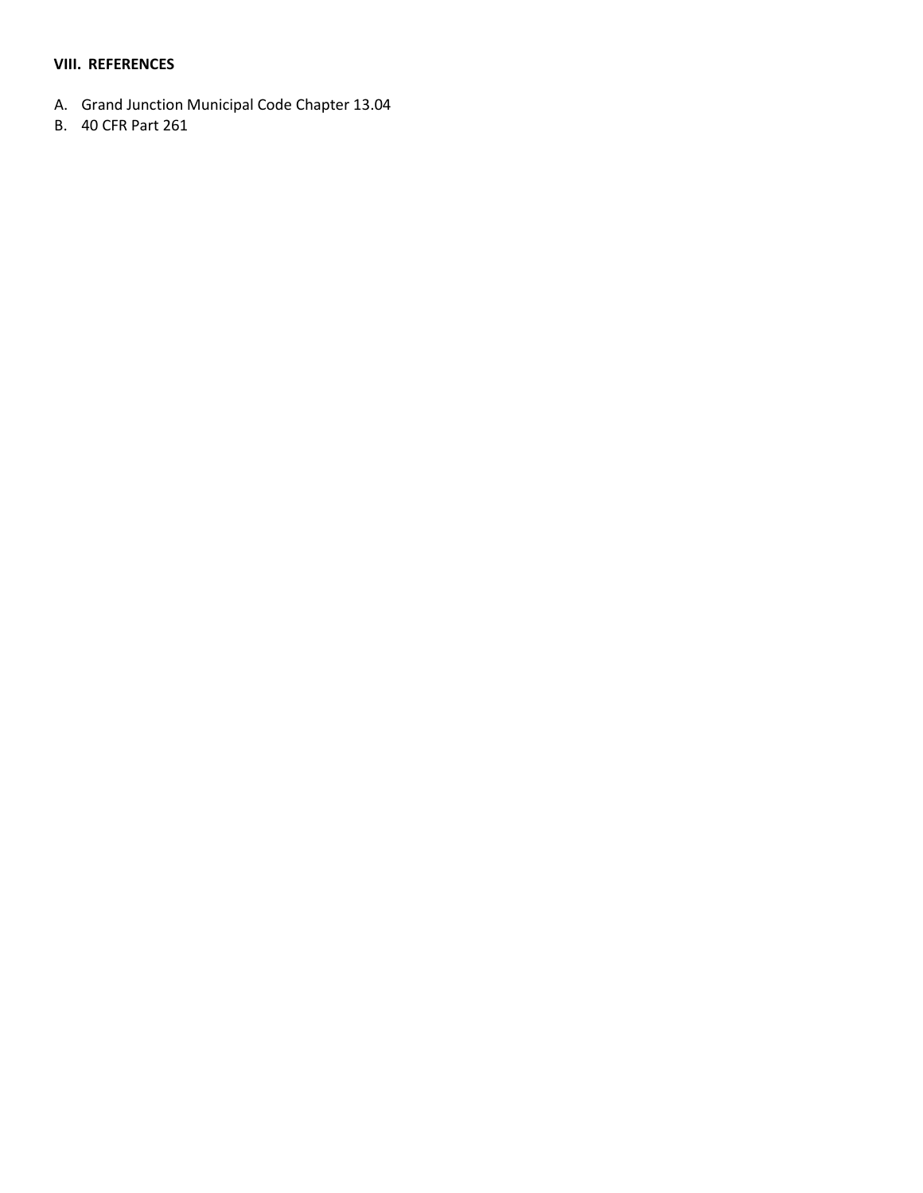**VIII. REFERENCES**

A. Grand Junction Municipal Code Chapter 13.04
B. 40 CFR Part 261